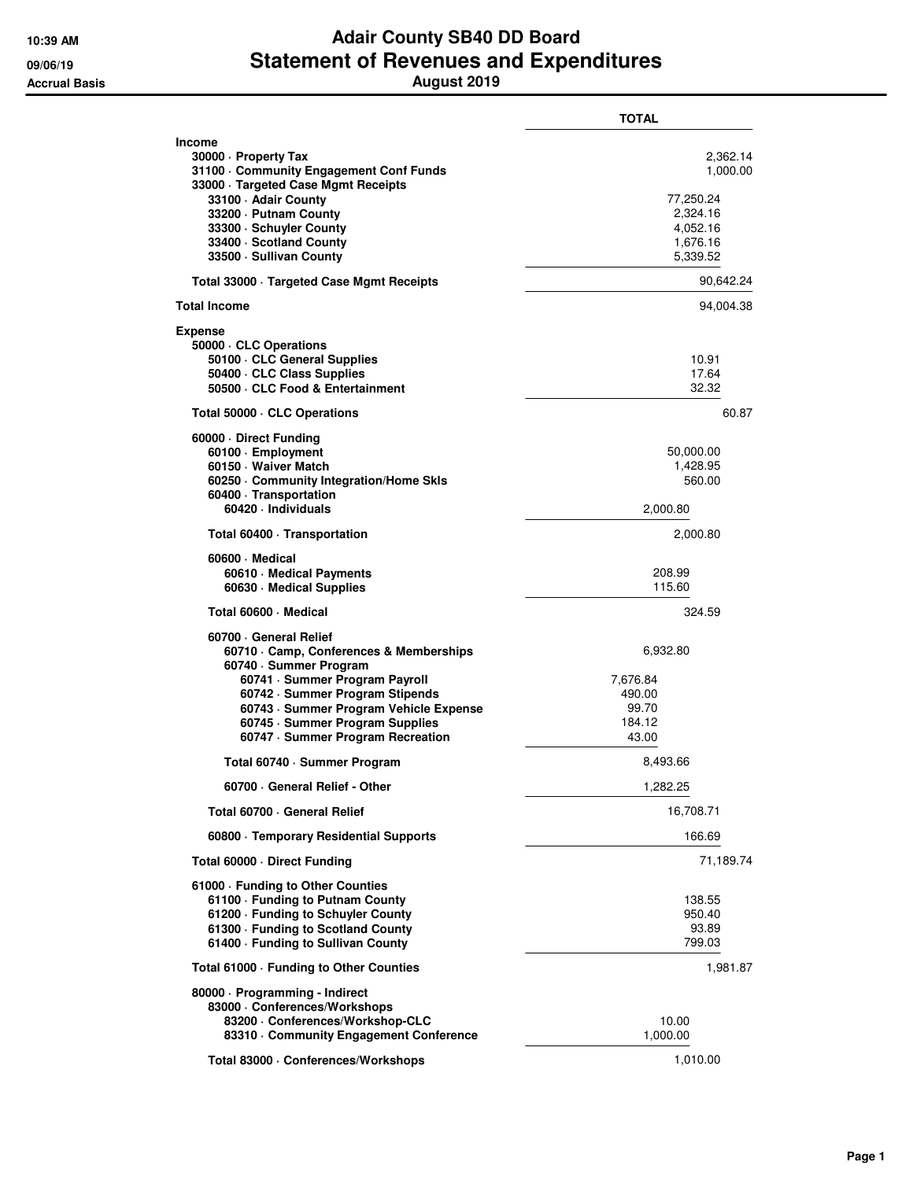10:39 AM
09/06/19
Accrual Basis

# Adair County SB40 DD Board
## Statement of Revenues and Expenditures
### August 2019

| | TOTAL |
|---|---|
| **Income** | |
| 30000 · Property Tax | 2,362.14 |
| 31100 · Community Engagement Conf Funds | 1,000.00 |
| 33000 · Targeted Case Mgmt Receipts | |
| 33100 · Adair County | 77,250.24 |
| 33200 · Putnam County | 2,324.16 |
| 33300 · Schuyler County | 4,052.16 |
| 33400 · Scotland County | 1,676.16 |
| 33500 · Sullivan County | 5,339.52 |
| Total 33000 · Targeted Case Mgmt Receipts | 90,642.24 |
| **Total Income** | 94,004.38 |
| **Expense** | |
| 50000 · CLC Operations | |
| 50100 · CLC General Supplies | 10.91 |
| 50400 · CLC Class Supplies | 17.64 |
| 50500 · CLC Food & Entertainment | 32.32 |
| Total 50000 · CLC Operations | 60.87 |
| 60000 · Direct Funding | |
| 60100 · Employment | 50,000.00 |
| 60150 · Waiver Match | 1,428.95 |
| 60250 · Community Integration/Home Skls | 560.00 |
| 60400 · Transportation | |
| 60420 · Individuals | 2,000.80 |
| Total 60400 · Transportation | 2,000.80 |
| 60600 · Medical | |
| 60610 · Medical Payments | 208.99 |
| 60630 · Medical Supplies | 115.60 |
| Total 60600 · Medical | 324.59 |
| 60700 · General Relief | |
| 60710 · Camp, Conferences & Memberships | 6,932.80 |
| 60740 · Summer Program | |
| 60741 · Summer Program Payroll | 7,676.84 |
| 60742 · Summer Program Stipends | 490.00 |
| 60743 · Summer Program Vehicle Expense | 99.70 |
| 60745 · Summer Program Supplies | 184.12 |
| 60747 · Summer Program Recreation | 43.00 |
| Total 60740 · Summer Program | 8,493.66 |
| 60700 · General Relief - Other | 1,282.25 |
| Total 60700 · General Relief | 16,708.71 |
| 60800 · Temporary Residential Supports | 166.69 |
| Total 60000 · Direct Funding | 71,189.74 |
| 61000 · Funding to Other Counties | |
| 61100 · Funding to Putnam County | 138.55 |
| 61200 · Funding to Schuyler County | 950.40 |
| 61300 · Funding to Scotland County | 93.89 |
| 61400 · Funding to Sullivan County | 799.03 |
| Total 61000 · Funding to Other Counties | 1,981.87 |
| 80000 · Programming - Indirect | |
| 83000 · Conferences/Workshops | |
| 83200 · Conferences/Workshop-CLC | 10.00 |
| 83310 · Community Engagement Conference | 1,000.00 |
| Total 83000 · Conferences/Workshops | 1,010.00 |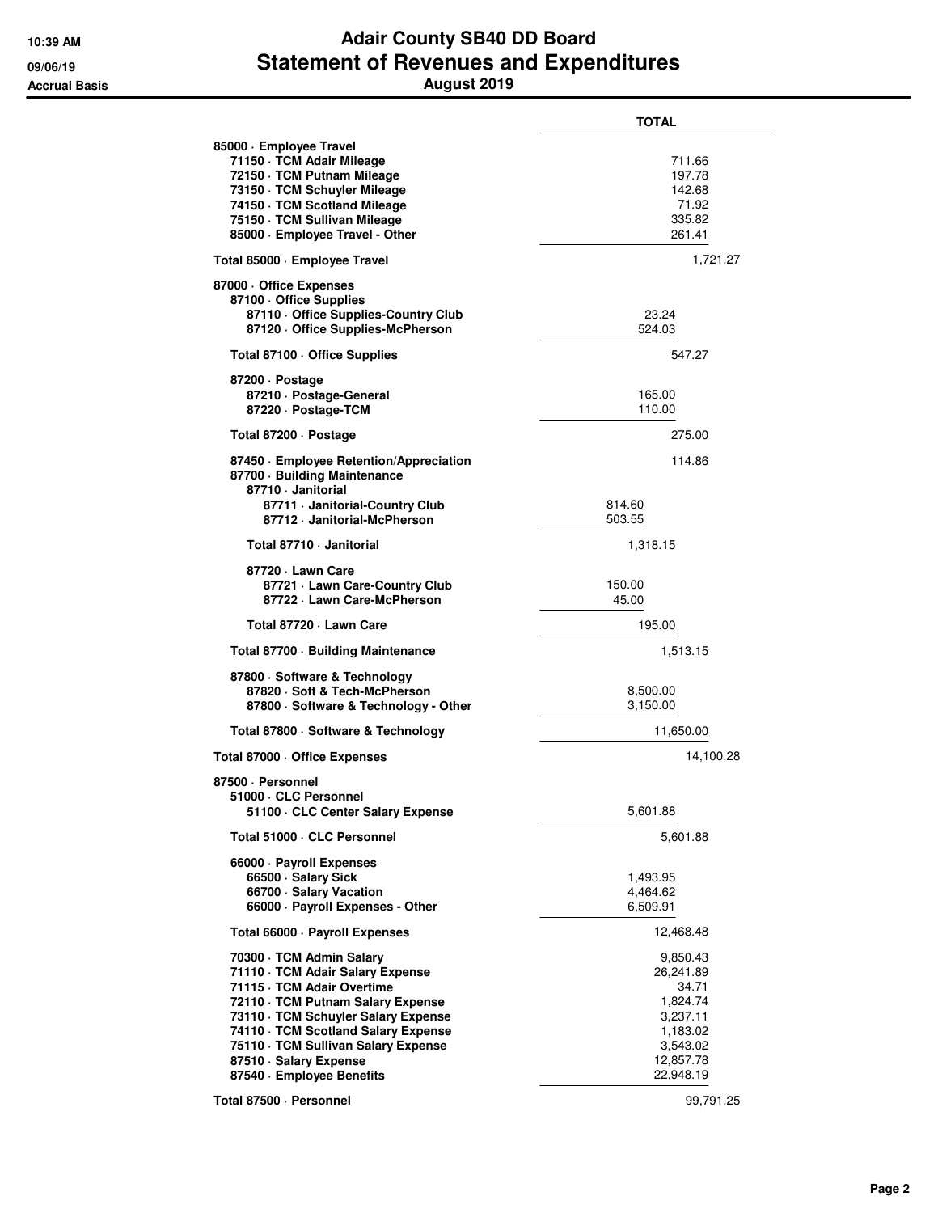# Adair County SB40 DD Board
## Statement of Revenues and Expenditures
### August 2019

Accrual Basis

| | TOTAL | | |
|---|---|---|---|
| **85000 · Employee Travel** | | | |
| 71150 · TCM Adair Mileage | | | 711.66 |
| 72150 · TCM Putnam Mileage | | | 197.78 |
| 73150 · TCM Schuyler Mileage | | | 142.68 |
| 74150 · TCM Scotland Mileage | | | 71.92 |
| 75150 · TCM Sullivan Mileage | | | 335.82 |
| 85000 · Employee Travel - Other | | | 261.41 |
| **Total 85000 · Employee Travel** | | | 1,721.27 |
| **87000 · Office Expenses** | | | |
| 87100 · Office Supplies | | | |
| 87110 · Office Supplies-Country Club | | 23.24 | |
| 87120 · Office Supplies-McPherson | | 524.03 | |
| Total 87100 · Office Supplies | | | 547.27 |
| 87200 · Postage | | | |
| 87210 · Postage-General | | 165.00 | |
| 87220 · Postage-TCM | | 110.00 | |
| Total 87200 · Postage | | | 275.00 |
| 87450 · Employee Retention/Appreciation | | | 114.86 |
| 87700 · Building Maintenance | | | |
| 87710 · Janitorial | | | |
| 87711 · Janitorial-Country Club | 814.60 | | |
| 87712 · Janitorial-McPherson | 503.55 | | |
| Total 87710 · Janitorial | | 1,318.15 | |
| 87720 · Lawn Care | | | |
| 87721 · Lawn Care-Country Club | 150.00 | | |
| 87722 · Lawn Care-McPherson | 45.00 | | |
| Total 87720 · Lawn Care | | 195.00 | |
| Total 87700 · Building Maintenance | | | 1,513.15 |
| 87800 · Software & Technology | | | |
| 87820 · Soft & Tech-McPherson | | 8,500.00 | |
| 87800 · Software & Technology - Other | | 3,150.00 | |
| Total 87800 · Software & Technology | | | 11,650.00 |
| **Total 87000 · Office Expenses** | | | 14,100.28 |
| **87500 · Personnel** | | | |
| 51000 · CLC Personnel | | | |
| 51100 · CLC Center Salary Expense | | 5,601.88 | |
| Total 51000 · CLC Personnel | | | 5,601.88 |
| 66000 · Payroll Expenses | | | |
| 66500 · Salary Sick | | 1,493.95 | |
| 66700 · Salary Vacation | | 4,464.62 | |
| 66000 · Payroll Expenses - Other | | 6,509.91 | |
| Total 66000 · Payroll Expenses | | | 12,468.48 |
| 70300 · TCM Admin Salary | | | 9,850.43 |
| 71110 · TCM Adair Salary Expense | | | 26,241.89 |
| 71115 · TCM Adair Overtime | | | 34.71 |
| 72110 · TCM Putnam Salary Expense | | | 1,824.74 |
| 73110 · TCM Schuyler Salary Expense | | | 3,237.11 |
| 74110 · TCM Scotland Salary Expense | | | 1,183.02 |
| 75110 · TCM Sullivan Salary Expense | | | 3,543.02 |
| 87510 · Salary Expense | | | 12,857.78 |
| 87540 · Employee Benefits | | | 22,948.19 |
| **Total 87500 · Personnel** | | | 99,791.25 |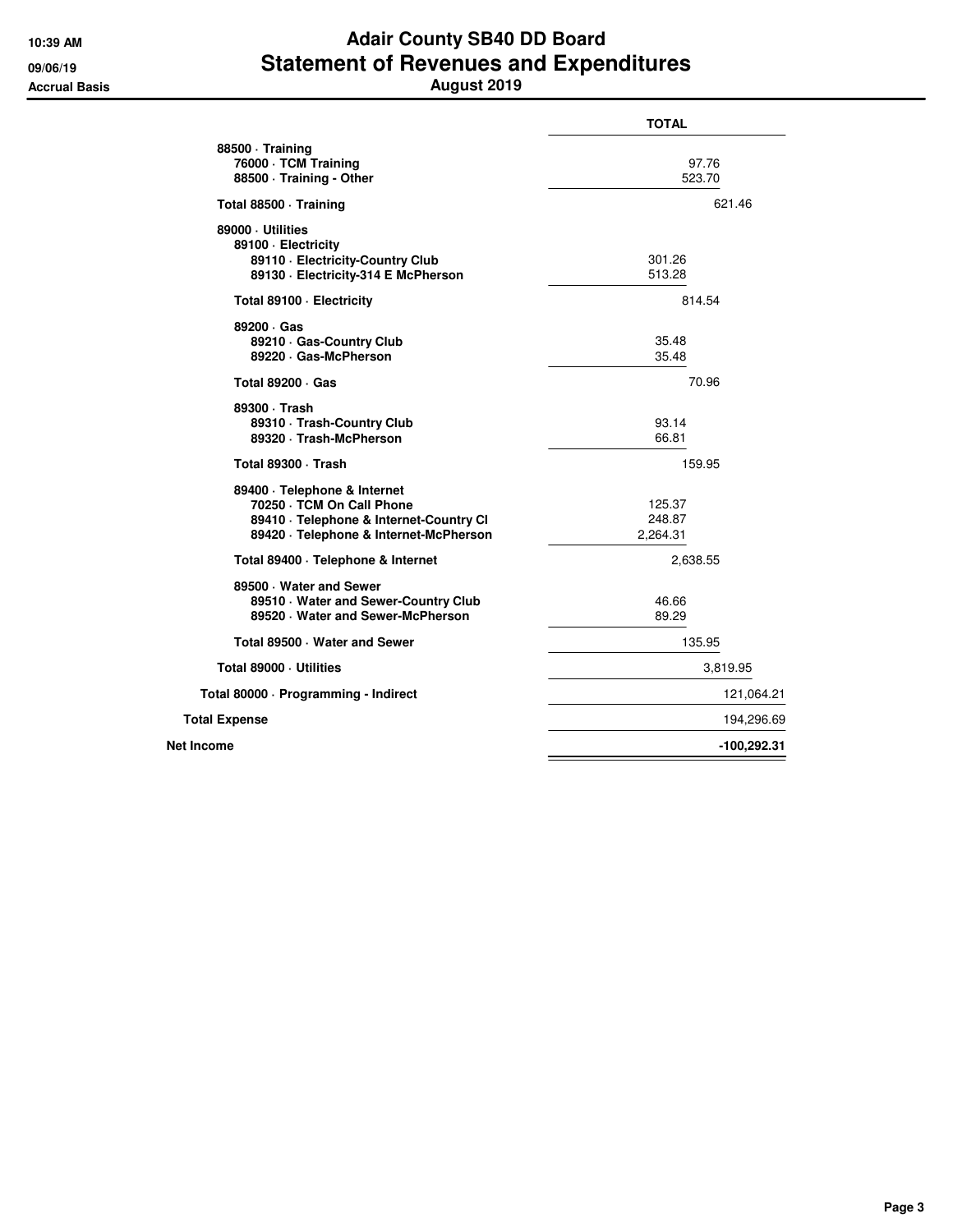# Adair County SB40 DD Board
## Statement of Revenues and Expenditures
### August 2019

10:39 AM
09/06/19
Accrual Basis

| | | TOTAL |
|---|---|---|
| 88500 · Training | | |
| 76000 · TCM Training | 97.76 | |
| 88500 · Training - Other | 523.70 | |
| Total 88500 · Training | | 621.46 |
| 89000 · Utilities | | |
| 89100 · Electricity | | |
| 89110 · Electricity-Country Club | 301.26 | |
| 89130 · Electricity-314 E McPherson | 513.28 | |
| Total 89100 · Electricity | | 814.54 |
| 89200 · Gas | | |
| 89210 · Gas-Country Club | 35.48 | |
| 89220 · Gas-McPherson | 35.48 | |
| Total 89200 · Gas | | 70.96 |
| 89300 · Trash | | |
| 89310 · Trash-Country Club | 93.14 | |
| 89320 · Trash-McPherson | 66.81 | |
| Total 89300 · Trash | | 159.95 |
| 89400 · Telephone & Internet | | |
| 70250 · TCM On Call Phone | 125.37 | |
| 89410 · Telephone & Internet-Country Cl | 248.87 | |
| 89420 · Telephone & Internet-McPherson | 2,264.31 | |
| Total 89400 · Telephone & Internet | | 2,638.55 |
| 89500 · Water and Sewer | | |
| 89510 · Water and Sewer-Country Club | 46.66 | |
| 89520 · Water and Sewer-McPherson | 89.29 | |
| Total 89500 · Water and Sewer | | 135.95 |
| Total 89000 · Utilities | | 3,819.95 |
| Total 80000 · Programming - Indirect | | 121,064.21 |
| Total Expense | | 194,296.69 |
| Net Income | | -100,292.31 |